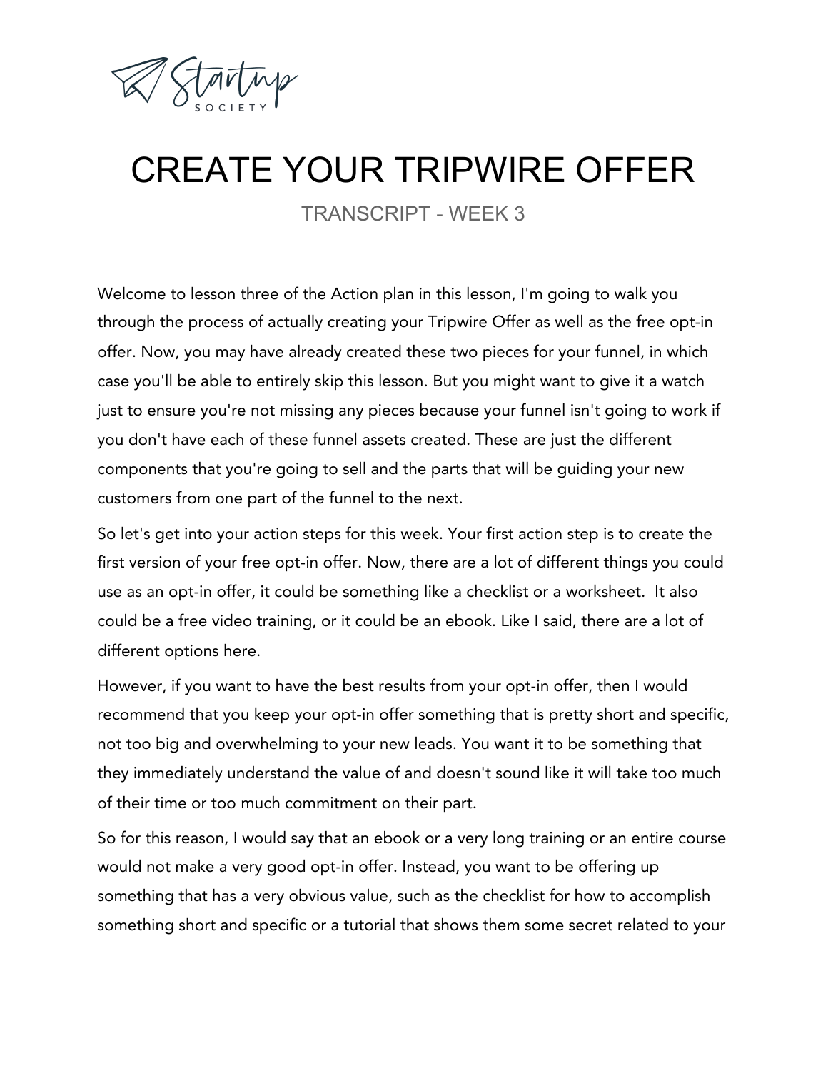# CREATE YOUR TRIPWIRE OFFER

TRANSCRIPT - WEEK 3

Welcome to lesson three of the Action plan in this lesson, I'm going to walk you through the process of actually creating your Tripwire Offer as well as the free opt-in offer. Now, you may have already created these two pieces for your funnel, in which case you'll be able to entirely skip this lesson. But you might want to give it a watch just to ensure you're not missing any pieces because your funnel isn't going to work if you don't have each of these funnel assets created. These are just the different components that you're going to sell and the parts that will be guiding your new customers from one part of the funnel to the next.

So let's get into your action steps for this week. Your first action step is to create the first version of your free opt-in offer. Now, there are a lot of different things you could use as an opt-in offer, it could be something like a checklist or a worksheet. It also could be a free video training, or it could be an ebook. Like I said, there are a lot of different options here.

However, if you want to have the best results from your opt-in offer, then I would recommend that you keep your opt-in offer something that is pretty short and specific, not too big and overwhelming to your new leads. You want it to be something that they immediately understand the value of and doesn't sound like it will take too much of their time or too much commitment on their part.

So for this reason, I would say that an ebook or a very long training or an entire course would not make a very good opt-in offer. Instead, you want to be offering up something that has a very obvious value, such as the checklist for how to accomplish something short and specific or a tutorial that shows them some secret related to your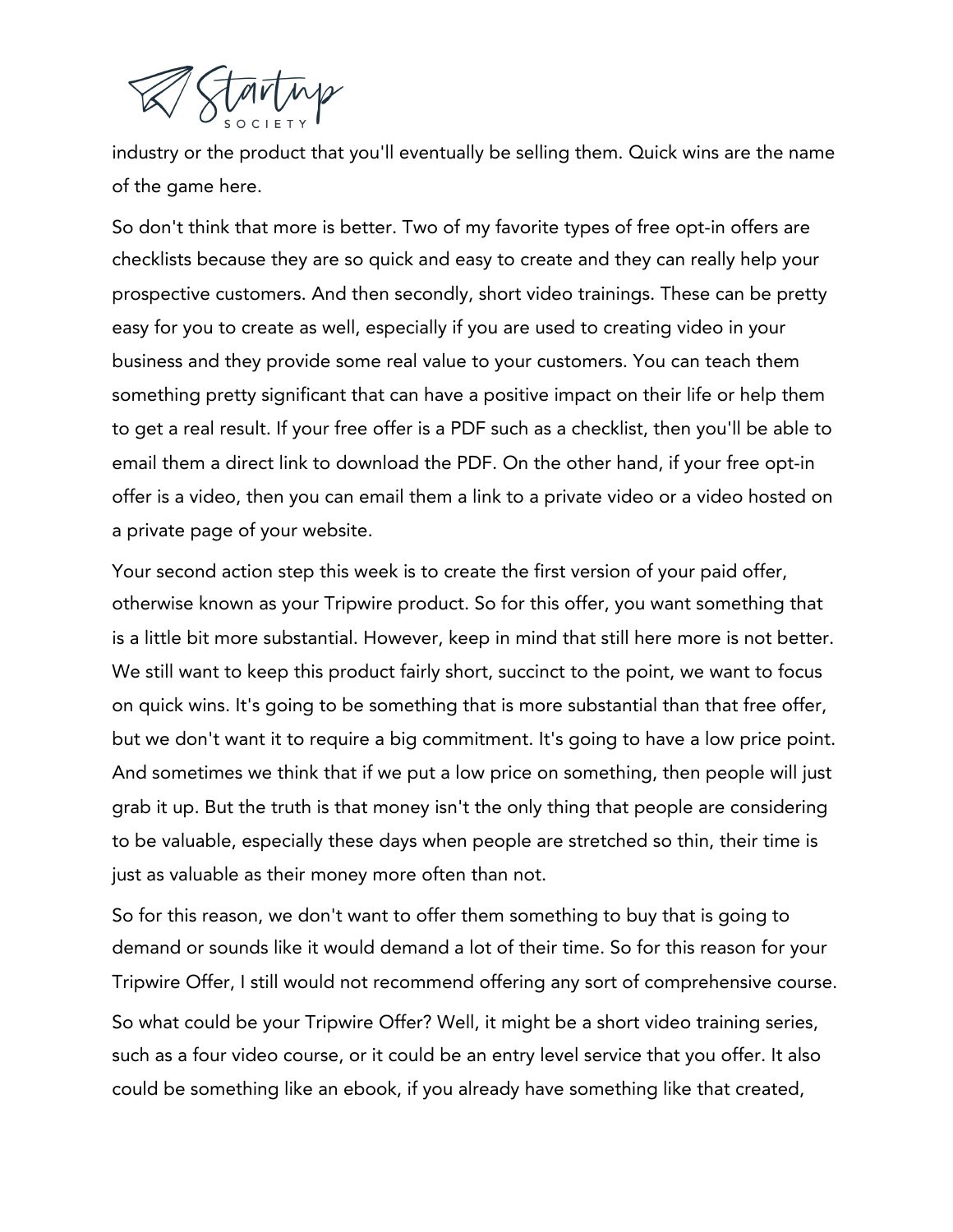industry or the product that you'll eventually be selling them. Quick wins are the name of the game here.

So don't think that more is better. Two of my favorite types of free opt-in offers are checklists because they are so quick and easy to create and they can really help your prospective customers. And then secondly, short video trainings. These can be pretty easy for you to create as well, especially if you are used to creating video in your business and they provide some real value to your customers. You can teach them something pretty significant that can have a positive impact on their life or help them to get a real result. If your free offer is a PDF such as a checklist, then you'll be able to email them a direct link to download the PDF. On the other hand, if your free opt-in offer is a video, then you can email them a link to a private video or a video hosted on a private page of your website.

Your second action step this week is to create the first version of your paid offer, otherwise known as your Tripwire product. So for this offer, you want something that is a little bit more substantial. However, keep in mind that still here more is not better. We still want to keep this product fairly short, succinct to the point, we want to focus on quick wins. It's going to be something that is more substantial than that free offer, but we don't want it to require a big commitment. It's going to have a low price point. And sometimes we think that if we put a low price on something, then people will just grab it up. But the truth is that money isn't the only thing that people are considering to be valuable, especially these days when people are stretched so thin, their time is just as valuable as their money more often than not.

So for this reason, we don't want to offer them something to buy that is going to demand or sounds like it would demand a lot of their time. So for this reason for your Tripwire Offer, I still would not recommend offering any sort of comprehensive course.

So what could be your Tripwire Offer? Well, it might be a short video training series, such as a four video course, or it could be an entry level service that you offer. It also could be something like an ebook, if you already have something like that created,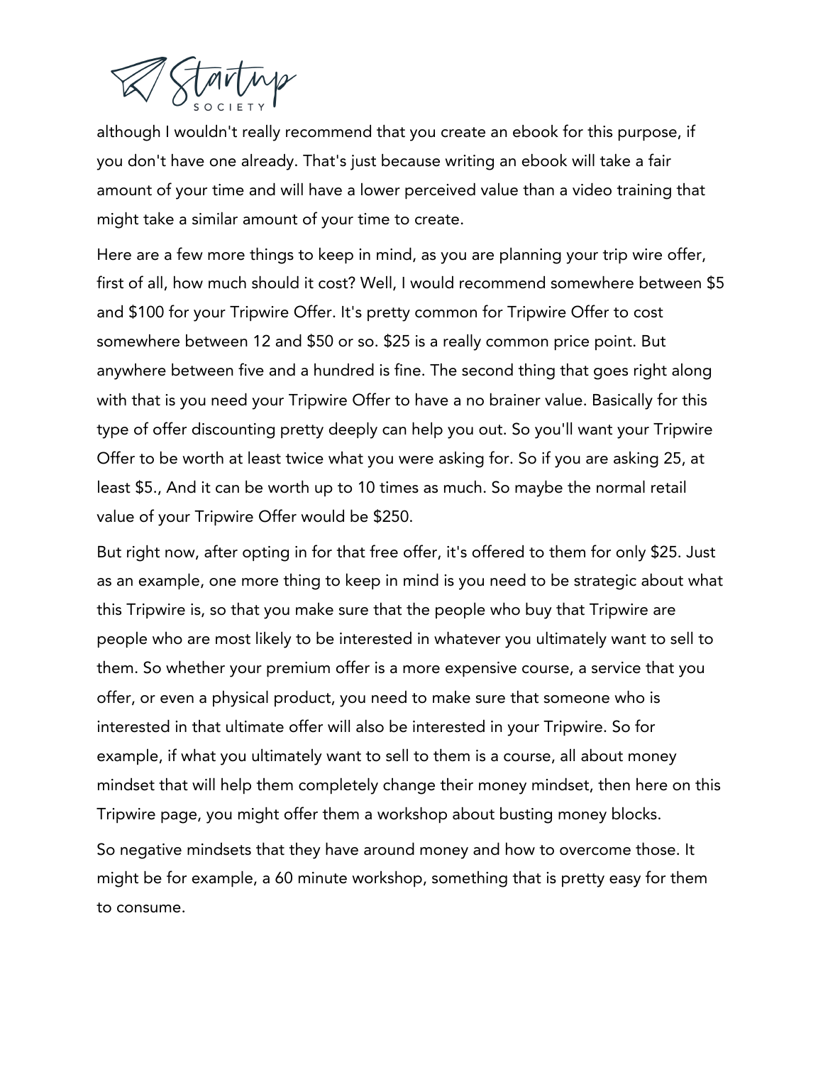although I wouldn't really recommend that you create an ebook for this purpose, if you don't have one already. That's just because writing an ebook will take a fair amount of your time and will have a lower perceived value than a video training that might take a similar amount of your time to create.

Here are a few more things to keep in mind, as you are planning your trip wire offer, first of all, how much should it cost? Well, I would recommend somewhere between $5 and $100 for your Tripwire Offer. It's pretty common for Tripwire Offer to cost somewhere between 12 and $50 or so. $25 is a really common price point. But anywhere between five and a hundred is fine. The second thing that goes right along with that is you need your Tripwire Offer to have a no brainer value. Basically for this type of offer discounting pretty deeply can help you out. So you'll want your Tripwire Offer to be worth at least twice what you were asking for. So if you are asking 25, at least $5., And it can be worth up to 10 times as much. So maybe the normal retail value of your Tripwire Offer would be $250.

But right now, after opting in for that free offer, it's offered to them for only $25. Just as an example, one more thing to keep in mind is you need to be strategic about what this Tripwire is, so that you make sure that the people who buy that Tripwire are people who are most likely to be interested in whatever you ultimately want to sell to them. So whether your premium offer is a more expensive course, a service that you offer, or even a physical product, you need to make sure that someone who is interested in that ultimate offer will also be interested in your Tripwire. So for example, if what you ultimately want to sell to them is a course, all about money mindset that will help them completely change their money mindset, then here on this Tripwire page, you might offer them a workshop about busting money blocks.

So negative mindsets that they have around money and how to overcome those. It might be for example, a 60 minute workshop, something that is pretty easy for them to consume.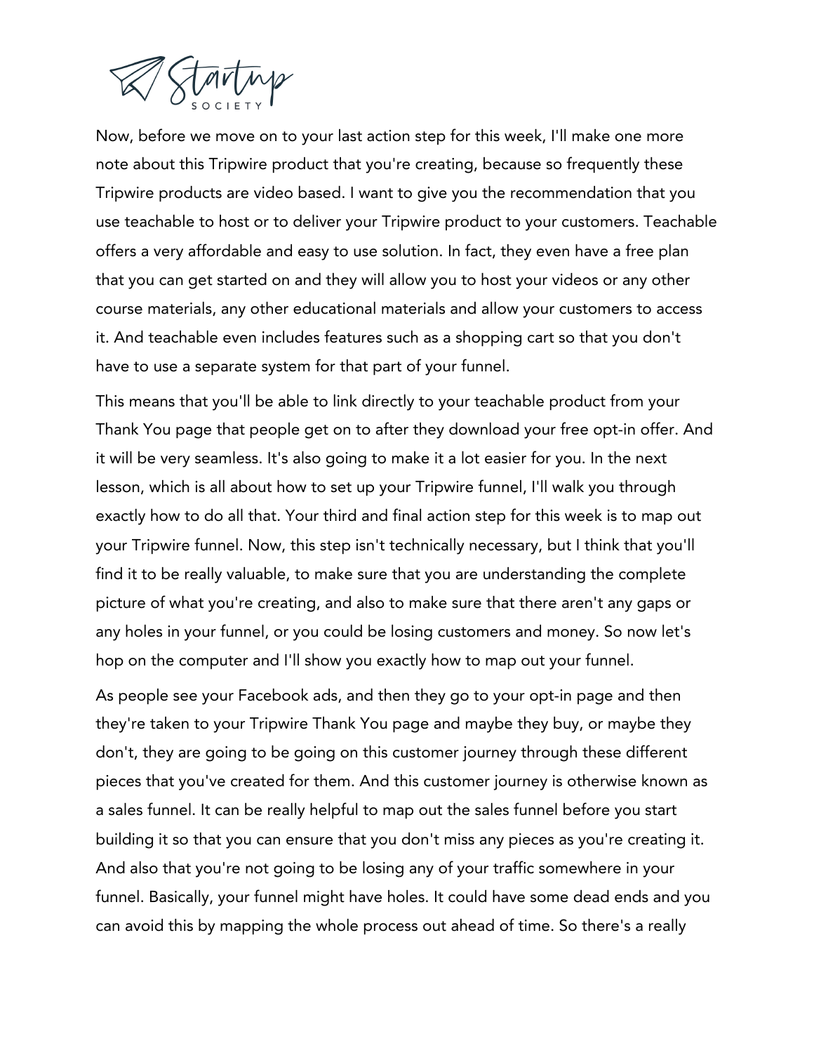Now, before we move on to your last action step for this week, I'll make one more note about this Tripwire product that you're creating, because so frequently these Tripwire products are video based. I want to give you the recommendation that you use teachable to host or to deliver your Tripwire product to your customers. Teachable offers a very affordable and easy to use solution. In fact, they even have a free plan that you can get started on and they will allow you to host your videos or any other course materials, any other educational materials and allow your customers to access it. And teachable even includes features such as a shopping cart so that you don't have to use a separate system for that part of your funnel.

This means that you'll be able to link directly to your teachable product from your Thank You page that people get on to after they download your free opt-in offer. And it will be very seamless. It's also going to make it a lot easier for you. In the next lesson, which is all about how to set up your Tripwire funnel, I'll walk you through exactly how to do all that. Your third and final action step for this week is to map out your Tripwire funnel. Now, this step isn't technically necessary, but I think that you'll find it to be really valuable, to make sure that you are understanding the complete picture of what you're creating, and also to make sure that there aren't any gaps or any holes in your funnel, or you could be losing customers and money. So now let's hop on the computer and I'll show you exactly how to map out your funnel.

As people see your Facebook ads, and then they go to your opt-in page and then they're taken to your Tripwire Thank You page and maybe they buy, or maybe they don't, they are going to be going on this customer journey through these different pieces that you've created for them. And this customer journey is otherwise known as a sales funnel. It can be really helpful to map out the sales funnel before you start building it so that you can ensure that you don't miss any pieces as you're creating it. And also that you're not going to be losing any of your traffic somewhere in your funnel. Basically, your funnel might have holes. It could have some dead ends and you can avoid this by mapping the whole process out ahead of time. So there's a really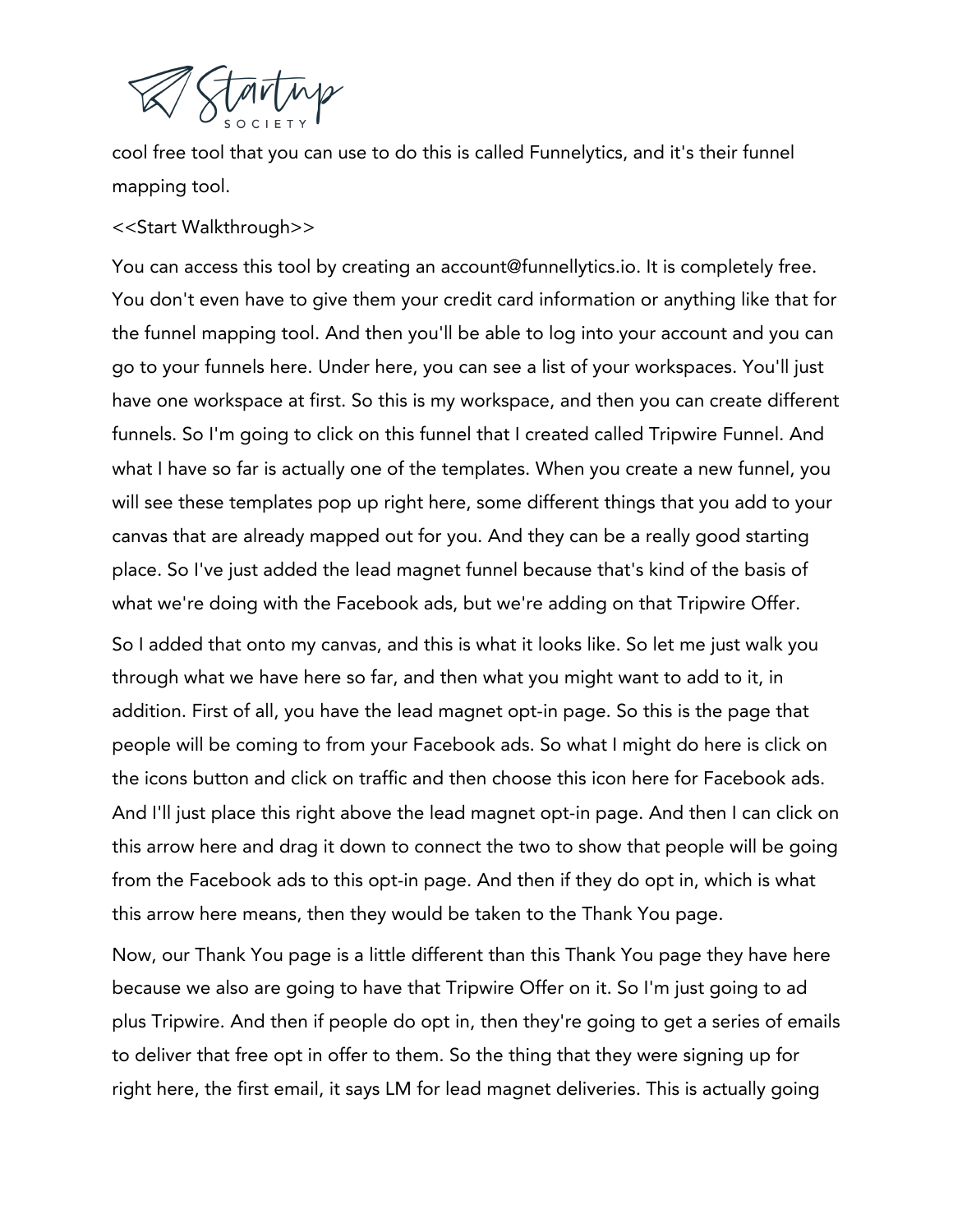cool free tool that you can use to do this is called Funnelytics, and it's their funnel mapping tool.

<<Start Walkthrough>>

You can access this tool by creating an account@funnellytics.io. It is completely free. You don't even have to give them your credit card information or anything like that for the funnel mapping tool. And then you'll be able to log into your account and you can go to your funnels here. Under here, you can see a list of your workspaces. You'll just have one workspace at first. So this is my workspace, and then you can create different funnels. So I'm going to click on this funnel that I created called Tripwire Funnel. And what I have so far is actually one of the templates. When you create a new funnel, you will see these templates pop up right here, some different things that you add to your canvas that are already mapped out for you. And they can be a really good starting place. So I've just added the lead magnet funnel because that's kind of the basis of what we're doing with the Facebook ads, but we're adding on that Tripwire Offer.

So I added that onto my canvas, and this is what it looks like. So let me just walk you through what we have here so far, and then what you might want to add to it, in addition. First of all, you have the lead magnet opt-in page. So this is the page that people will be coming to from your Facebook ads. So what I might do here is click on the icons button and click on traffic and then choose this icon here for Facebook ads. And I'll just place this right above the lead magnet opt-in page. And then I can click on this arrow here and drag it down to connect the two to show that people will be going from the Facebook ads to this opt-in page. And then if they do opt in, which is what this arrow here means, then they would be taken to the Thank You page.

Now, our Thank You page is a little different than this Thank You page they have here because we also are going to have that Tripwire Offer on it. So I'm just going to ad plus Tripwire. And then if people do opt in, then they're going to get a series of emails to deliver that free opt in offer to them. So the thing that they were signing up for right here, the first email, it says LM for lead magnet deliveries. This is actually going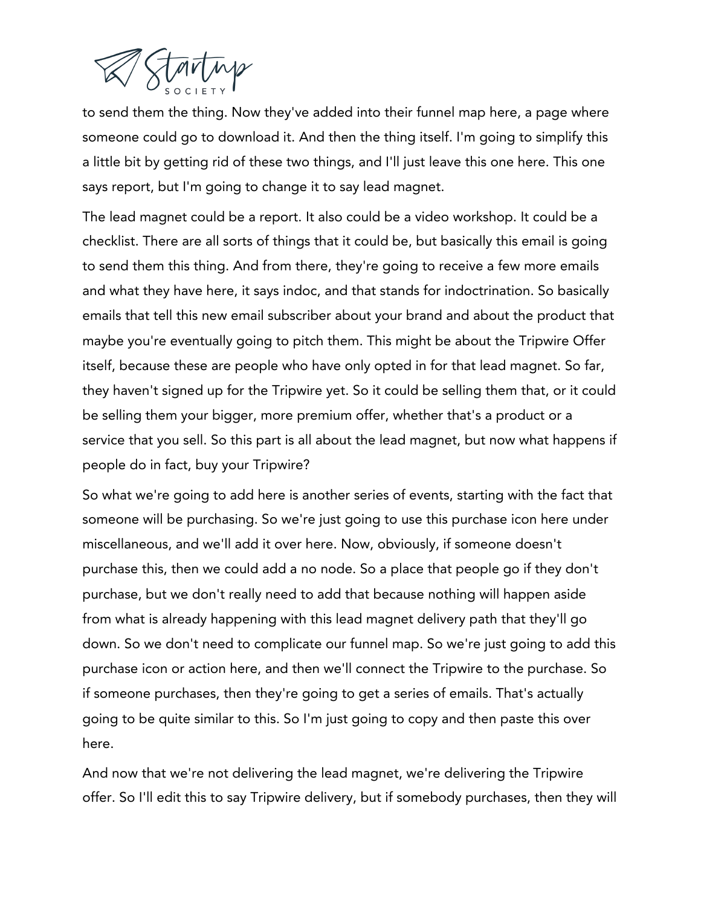to send them the thing. Now they've added into their funnel map here, a page where someone could go to download it. And then the thing itself. I'm going to simplify this a little bit by getting rid of these two things, and I'll just leave this one here. This one says report, but I'm going to change it to say lead magnet.

The lead magnet could be a report. It also could be a video workshop. It could be a checklist. There are all sorts of things that it could be, but basically this email is going to send them this thing. And from there, they're going to receive a few more emails and what they have here, it says indoc, and that stands for indoctrination. So basically emails that tell this new email subscriber about your brand and about the product that maybe you're eventually going to pitch them. This might be about the Tripwire Offer itself, because these are people who have only opted in for that lead magnet. So far, they haven't signed up for the Tripwire yet. So it could be selling them that, or it could be selling them your bigger, more premium offer, whether that's a product or a service that you sell. So this part is all about the lead magnet, but now what happens if people do in fact, buy your Tripwire?

So what we're going to add here is another series of events, starting with the fact that someone will be purchasing. So we're just going to use this purchase icon here under miscellaneous, and we'll add it over here. Now, obviously, if someone doesn't purchase this, then we could add a no node. So a place that people go if they don't purchase, but we don't really need to add that because nothing will happen aside from what is already happening with this lead magnet delivery path that they'll go down. So we don't need to complicate our funnel map. So we're just going to add this purchase icon or action here, and then we'll connect the Tripwire to the purchase. So if someone purchases, then they're going to get a series of emails. That's actually going to be quite similar to this. So I'm just going to copy and then paste this over here.

And now that we're not delivering the lead magnet, we're delivering the Tripwire offer. So I'll edit this to say Tripwire delivery, but if somebody purchases, then they will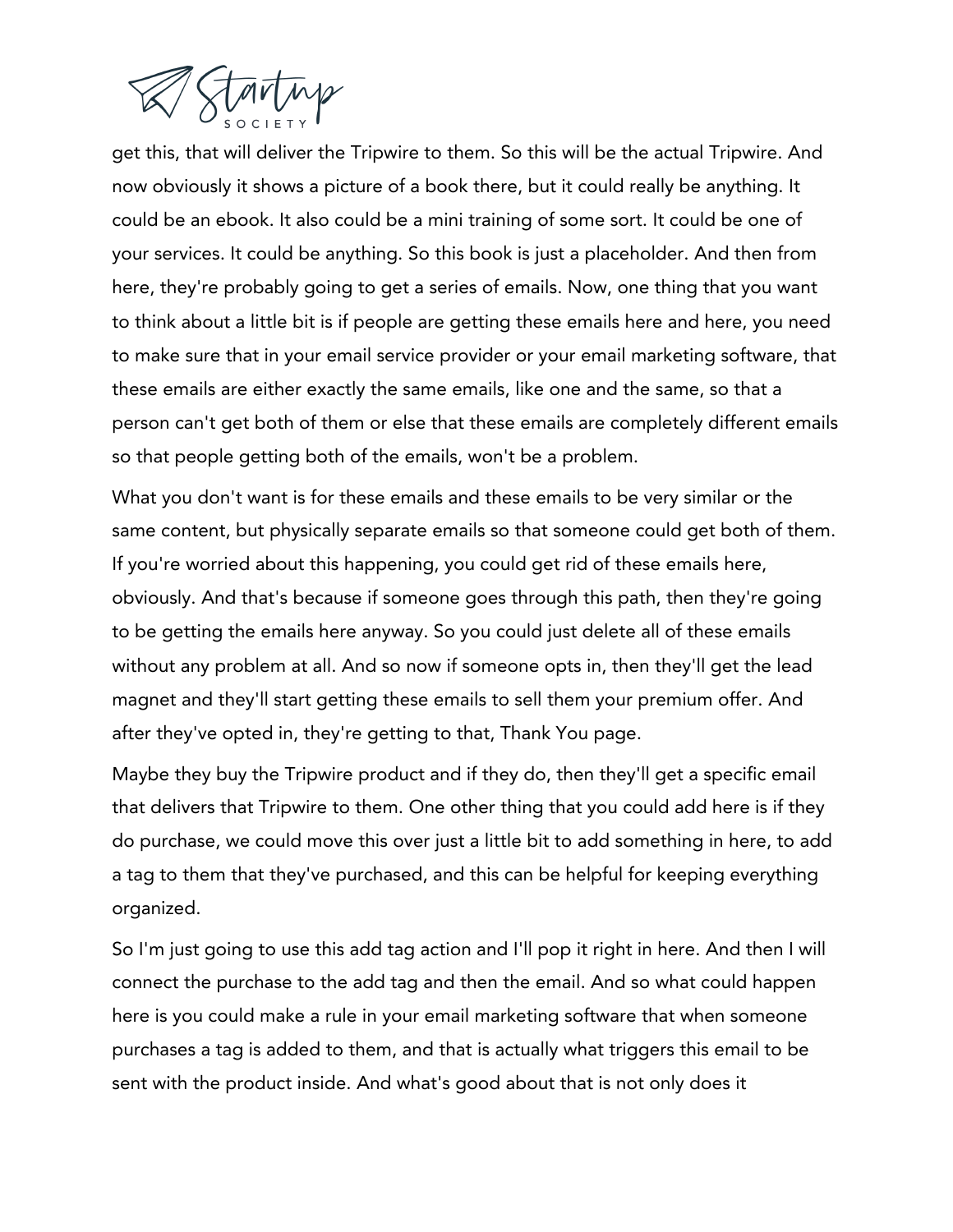get this, that will deliver the Tripwire to them. So this will be the actual Tripwire. And now obviously it shows a picture of a book there, but it could really be anything. It could be an ebook. It also could be a mini training of some sort. It could be one of your services. It could be anything. So this book is just a placeholder. And then from here, they're probably going to get a series of emails. Now, one thing that you want to think about a little bit is if people are getting these emails here and here, you need to make sure that in your email service provider or your email marketing software, that these emails are either exactly the same emails, like one and the same, so that a person can't get both of them or else that these emails are completely different emails so that people getting both of the emails, won't be a problem.

What you don't want is for these emails and these emails to be very similar or the same content, but physically separate emails so that someone could get both of them. If you're worried about this happening, you could get rid of these emails here, obviously. And that's because if someone goes through this path, then they're going to be getting the emails here anyway. So you could just delete all of these emails without any problem at all. And so now if someone opts in, then they'll get the lead magnet and they'll start getting these emails to sell them your premium offer. And after they've opted in, they're getting to that, Thank You page.

Maybe they buy the Tripwire product and if they do, then they'll get a specific email that delivers that Tripwire to them. One other thing that you could add here is if they do purchase, we could move this over just a little bit to add something in here, to add a tag to them that they've purchased, and this can be helpful for keeping everything organized.

So I'm just going to use this add tag action and I'll pop it right in here. And then I will connect the purchase to the add tag and then the email. And so what could happen here is you could make a rule in your email marketing software that when someone purchases a tag is added to them, and that is actually what triggers this email to be sent with the product inside. And what's good about that is not only does it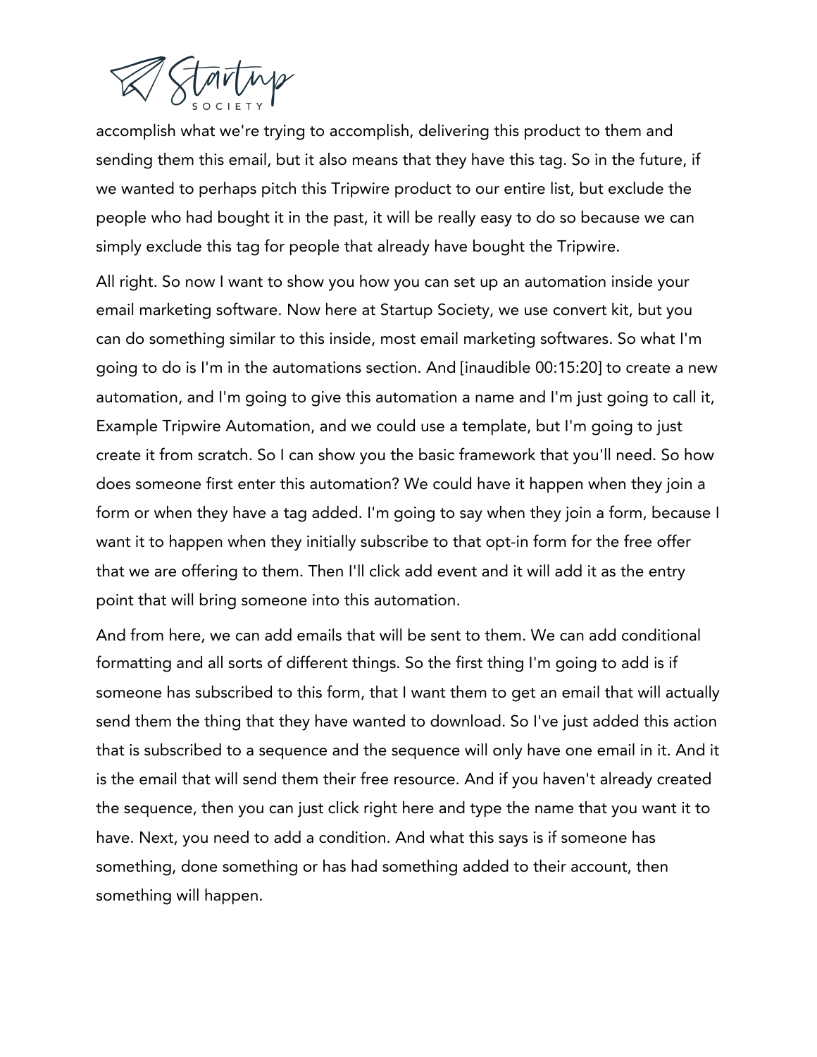accomplish what we're trying to accomplish, delivering this product to them and sending them this email, but it also means that they have this tag. So in the future, if we wanted to perhaps pitch this Tripwire product to our entire list, but exclude the people who had bought it in the past, it will be really easy to do so because we can simply exclude this tag for people that already have bought the Tripwire.

All right. So now I want to show you how you can set up an automation inside your email marketing software. Now here at Startup Society, we use convert kit, but you can do something similar to this inside, most email marketing softwares. So what I'm going to do is I'm in the automations section. And [inaudible 00:15:20] to create a new automation, and I'm going to give this automation a name and I'm just going to call it, Example Tripwire Automation, and we could use a template, but I'm going to just create it from scratch. So I can show you the basic framework that you'll need. So how does someone first enter this automation? We could have it happen when they join a form or when they have a tag added. I'm going to say when they join a form, because I want it to happen when they initially subscribe to that opt-in form for the free offer that we are offering to them. Then I'll click add event and it will add it as the entry point that will bring someone into this automation.

And from here, we can add emails that will be sent to them. We can add conditional formatting and all sorts of different things. So the first thing I'm going to add is if someone has subscribed to this form, that I want them to get an email that will actually send them the thing that they have wanted to download. So I've just added this action that is subscribed to a sequence and the sequence will only have one email in it. And it is the email that will send them their free resource. And if you haven't already created the sequence, then you can just click right here and type the name that you want it to have. Next, you need to add a condition. And what this says is if someone has something, done something or has had something added to their account, then something will happen.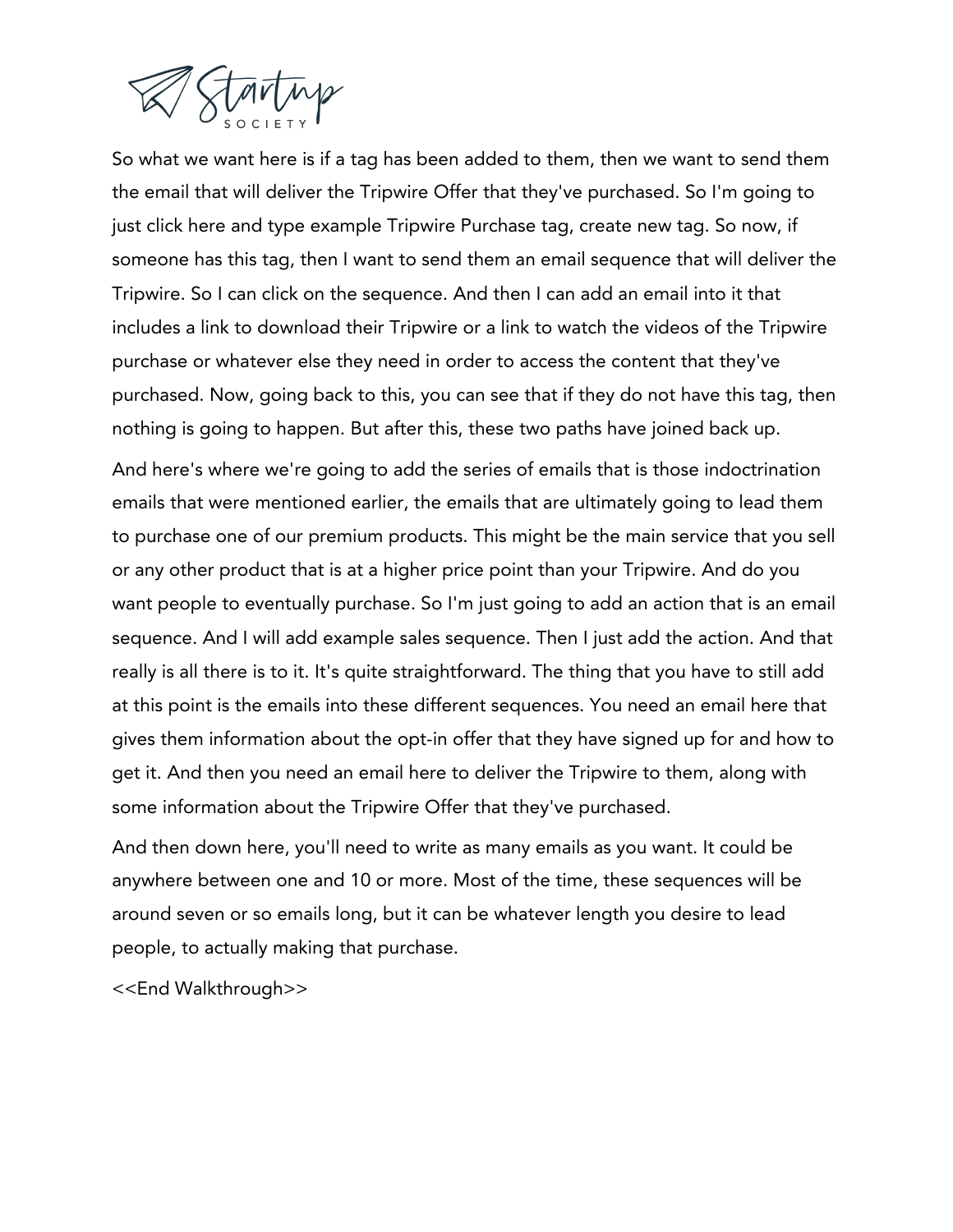So what we want here is if a tag has been added to them, then we want to send them the email that will deliver the Tripwire Offer that they've purchased. So I'm going to just click here and type example Tripwire Purchase tag, create new tag. So now, if someone has this tag, then I want to send them an email sequence that will deliver the Tripwire. So I can click on the sequence. And then I can add an email into it that includes a link to download their Tripwire or a link to watch the videos of the Tripwire purchase or whatever else they need in order to access the content that they've purchased. Now, going back to this, you can see that if they do not have this tag, then nothing is going to happen. But after this, these two paths have joined back up.

And here's where we're going to add the series of emails that is those indoctrination emails that were mentioned earlier, the emails that are ultimately going to lead them to purchase one of our premium products. This might be the main service that you sell or any other product that is at a higher price point than your Tripwire. And do you want people to eventually purchase. So I'm just going to add an action that is an email sequence. And I will add example sales sequence. Then I just add the action. And that really is all there is to it. It's quite straightforward. The thing that you have to still add at this point is the emails into these different sequences. You need an email here that gives them information about the opt-in offer that they have signed up for and how to get it. And then you need an email here to deliver the Tripwire to them, along with some information about the Tripwire Offer that they've purchased.

And then down here, you'll need to write as many emails as you want. It could be anywhere between one and 10 or more. Most of the time, these sequences will be around seven or so emails long, but it can be whatever length you desire to lead people, to actually making that purchase.

<<End Walkthrough>>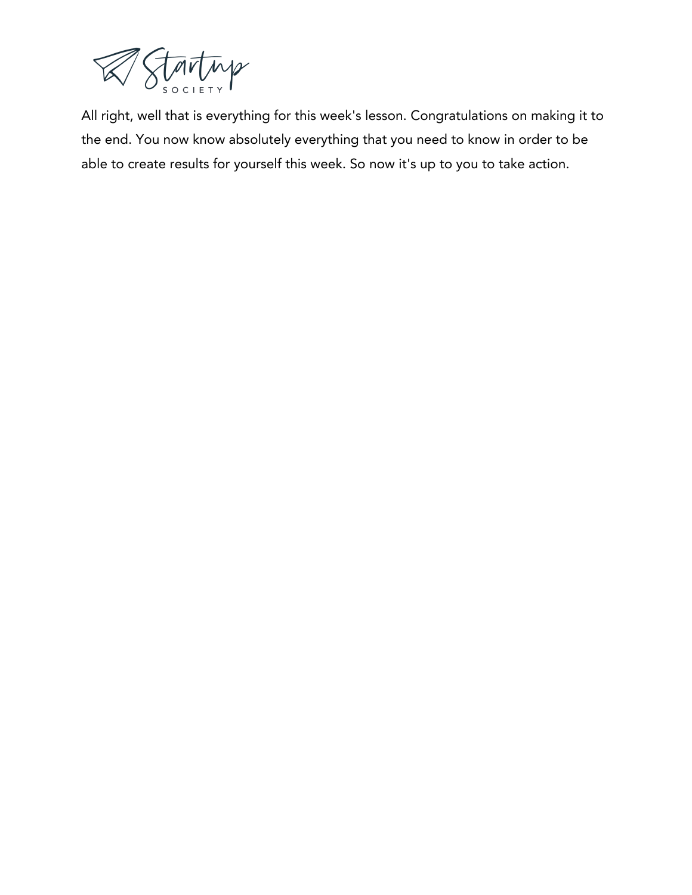All right, well that is everything for this week's lesson. Congratulations on making it to the end. You now know absolutely everything that you need to know in order to be able to create results for yourself this week. So now it's up to you to take action.